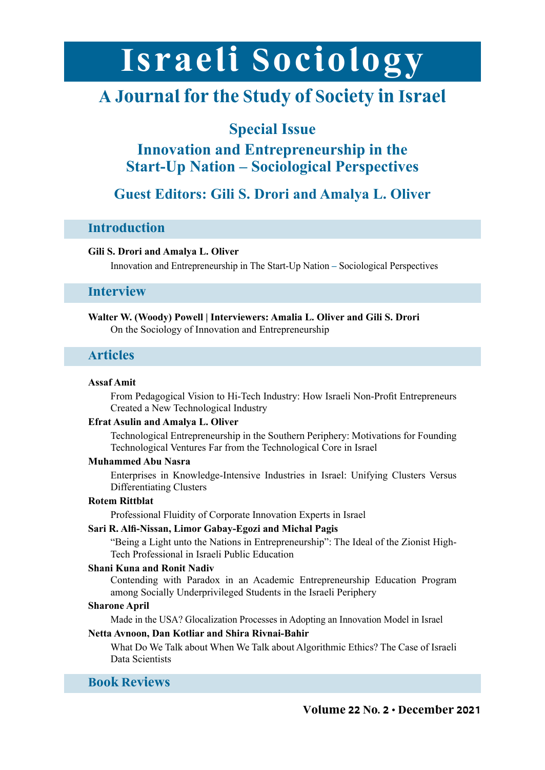# Israeli Sociology

## A Journal for the Study of Society in Israel

### Special Issue

### Innovation and Entrepreneurship in the Start-Up Nation – Sociological Perspectives

### Guest Editors: Gili S. Drori and Amalya L. Oliver

## Introduction

**Gili S. Drori and Amalya L. Oliver**

Innovation and Entrepreneurship in The Start-Up Nation – Sociological Perspectives

## Interview

**Walter W. (Woody) Powell | Interviewers: Amalia L. Oliver and Gili S. Drori**

On the Sociology of Innovation and Entrepreneurship

## Articles

**Assaf Amit**

From Pedagogical Vision to Hi-Tech Industry: How Israeli Non-Profit Entrepreneurs Created a New Technological Industry

**Efrat Asulin and Amalya L. Oliver**

Technological Entrepreneurship in the Southern Periphery: Motivations for Founding Technological Ventures Far from the Technological Core in Israel

**Muhammed Abu Nasra**

Enterprises in Knowledge-Intensive Industries in Israel: Unifying Clusters Versus Differentiating Clusters

**Rotem Rittblat**

Professional Fluidity of Corporate Innovation Experts in Israel

**Sari R. Alfi-Nissan, Limor Gabay-Egozi and Michal Pagis**

"Being a Light unto the Nations in Entrepreneurship": The Ideal of the Zionist High-Tech Professional in Israeli Public Education

**Shani Kuna and Ronit Nadiv**

Contending with Paradox in an Academic Entrepreneurship Education Program among Socially Underprivileged Students in the Israeli Periphery

**Sharone April**

Made in the USA? Glocalization Processes in Adopting an Innovation Model in Israel

**Netta Avnoon, Dan Kotliar and Shira Rivnai-Bahir**

What Do We Talk about When We Talk about Algorithmic Ethics? The Case of Israeli Data Scientists

## Book Reviews

**Volume 22 No. 2 • December 2021**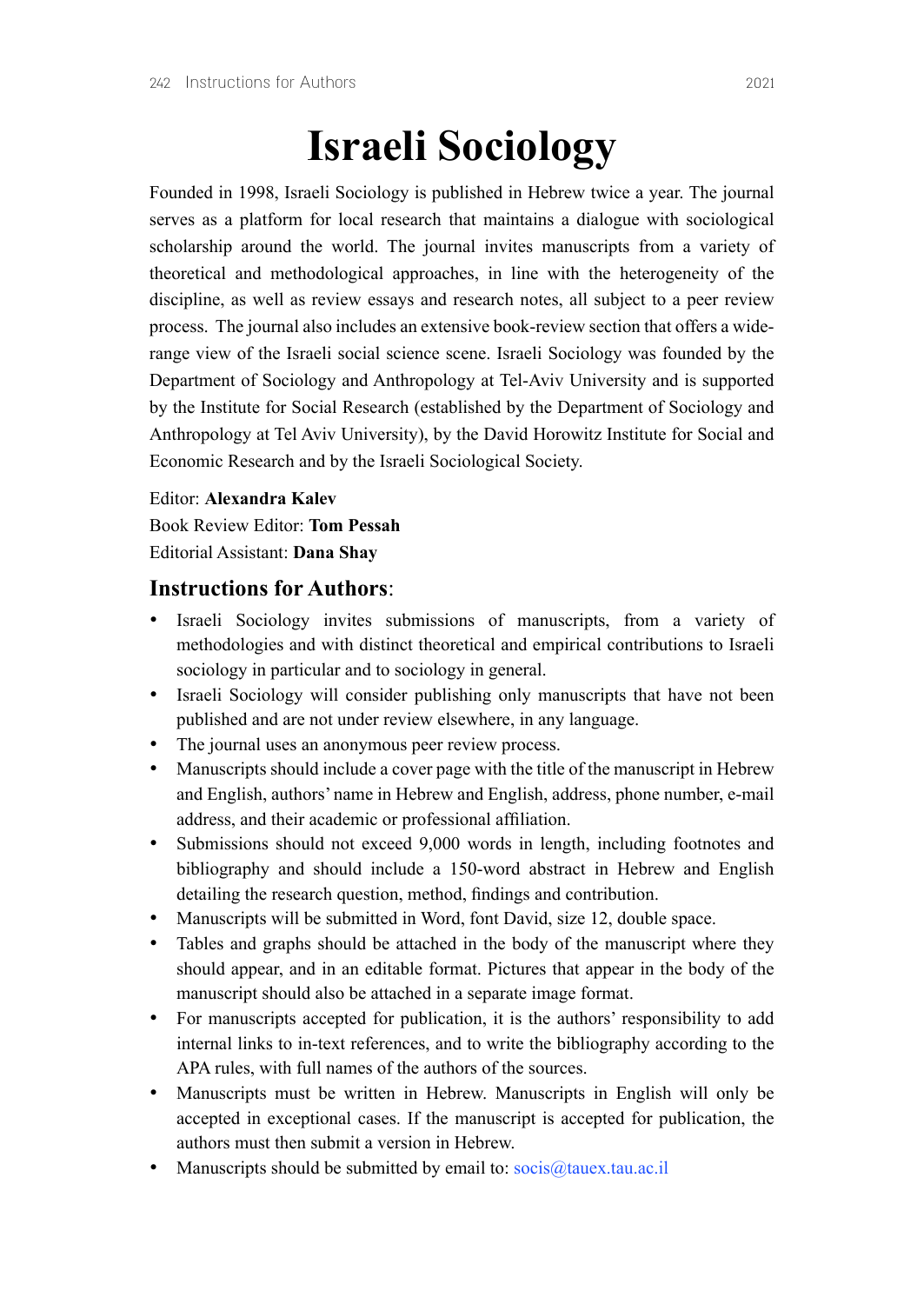# Israeli Sociology

Founded in 1998, Israeli Sociology is published in Hebrew twice a year. The journal serves as a platform for local research that maintains a dialogue with sociological scholarship around the world. The journal invites manuscripts from a variety of theoretical and methodological approaches, in line with the heterogeneity of the discipline, as well as review essays and research notes, all subject to a peer review process. The journal also includes an extensive book-review section that offers a wide-range view of the Israeli social science scene. Israeli Sociology was founded by the Department of Sociology and Anthropology at Tel-Aviv University and is supported by the Institute for Social Research (established by the Department of Sociology and Anthropology at Tel Aviv University), by the David Horowitz Institute for Social and Economic Research and by the Israeli Sociological Society.

Editor: **Alexandra Kalev**  
Book Review Editor: **Tom Pessah**  
Editorial Assistant: **Dana Shay**

## Instructions for Authors:

- Israeli Sociology invites submissions of manuscripts, from a variety of methodologies and with distinct theoretical and empirical contributions to Israeli sociology in particular and to sociology in general.
- Israeli Sociology will consider publishing only manuscripts that have not been published and are not under review elsewhere, in any language.
- The journal uses an anonymous peer review process.
- Manuscripts should include a cover page with the title of the manuscript in Hebrew and English, authors' name in Hebrew and English, address, phone number, e-mail address, and their academic or professional affiliation.
- Submissions should not exceed 9,000 words in length, including footnotes and bibliography and should include a 150-word abstract in Hebrew and English detailing the research question, method, findings and contribution.
- Manuscripts will be submitted in Word, font David, size 12, double space.
- Tables and graphs should be attached in the body of the manuscript where they should appear, and in an editable format. Pictures that appear in the body of the manuscript should also be attached in a separate image format.
- For manuscripts accepted for publication, it is the authors' responsibility to add internal links to in-text references, and to write the bibliography according to the APA rules, with full names of the authors of the sources.
- Manuscripts must be written in Hebrew. Manuscripts in English will only be accepted in exceptional cases. If the manuscript is accepted for publication, the authors must then submit a version in Hebrew.
- Manuscripts should be submitted by email to: socis@tauex.tau.ac.il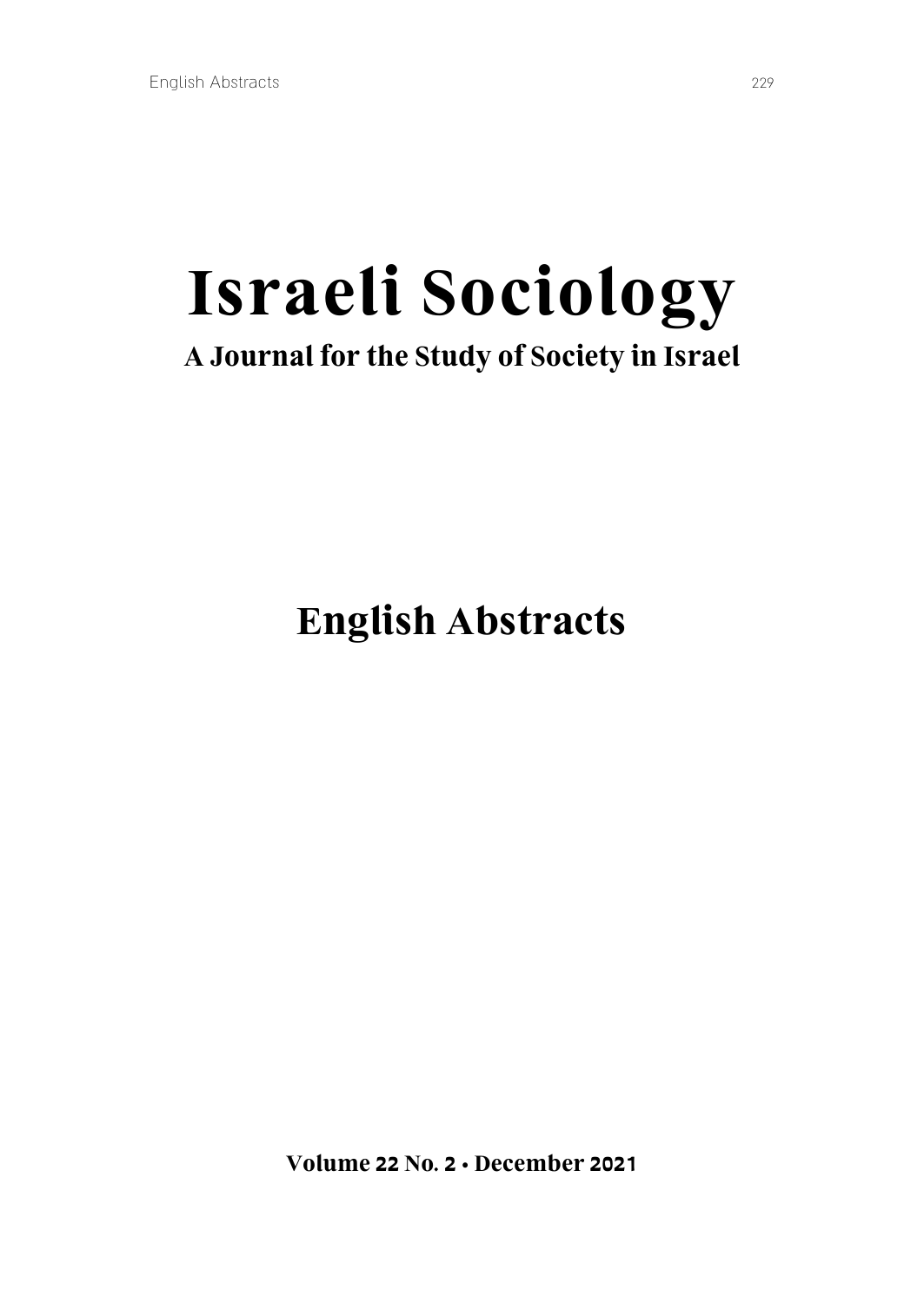# Israeli Sociology

**A Journal for the Study of Society in Israel**

## English Abstracts

**Volume 22 No. 2 • December 2021**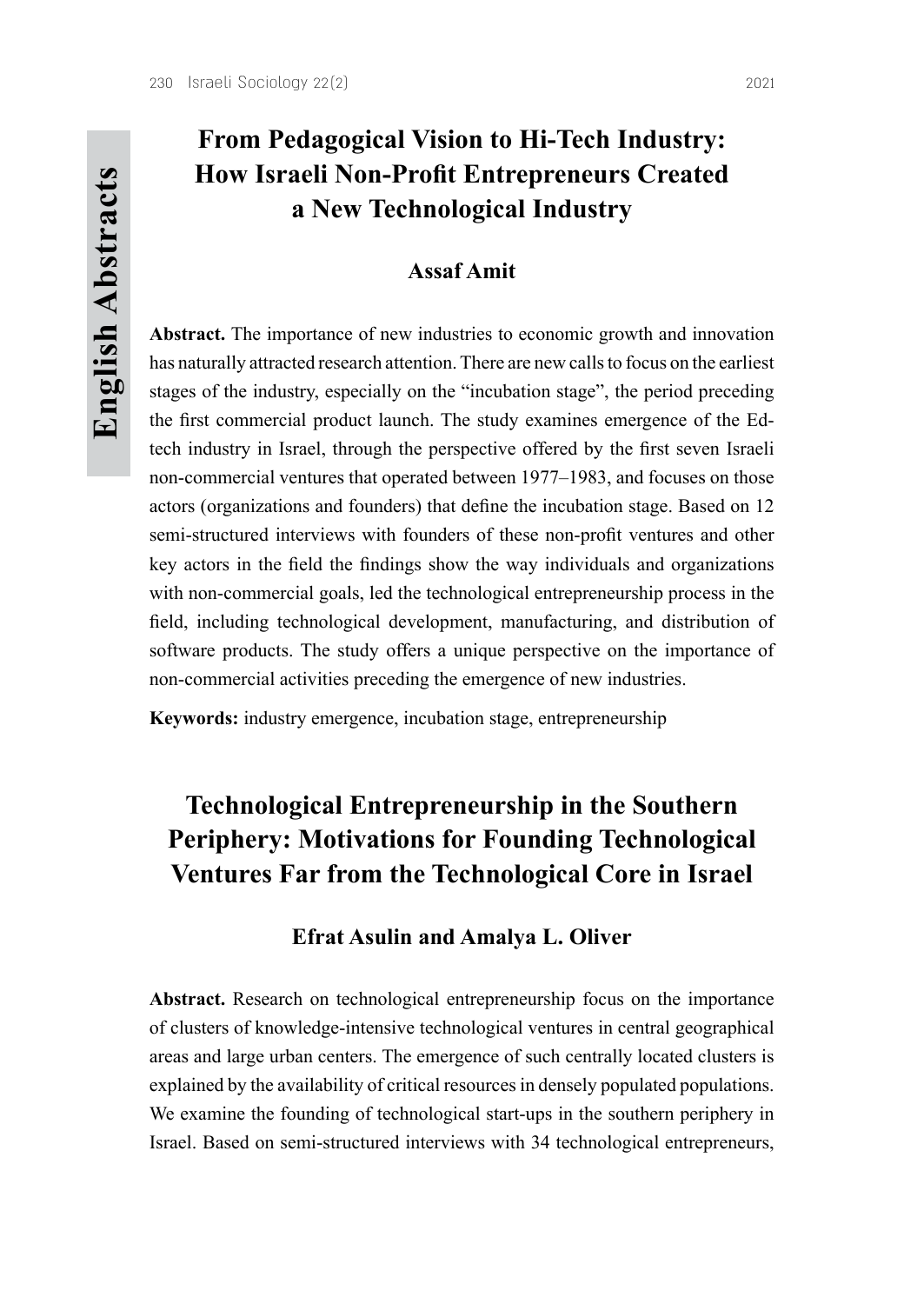## From Pedagogical Vision to Hi-Tech Industry: How Israeli Non-Profit Entrepreneurs Created a New Technological Industry

**Assaf Amit**

**Abstract.** The importance of new industries to economic growth and innovation has naturally attracted research attention. There are new calls to focus on the earliest stages of the industry, especially on the "incubation stage", the period preceding the first commercial product launch. The study examines emergence of the Ed-tech industry in Israel, through the perspective offered by the first seven Israeli non-commercial ventures that operated between 1977–1983, and focuses on those actors (organizations and founders) that define the incubation stage. Based on 12 semi-structured interviews with founders of these non-profit ventures and other key actors in the field the findings show the way individuals and organizations with non-commercial goals, led the technological entrepreneurship process in the field, including technological development, manufacturing, and distribution of software products. The study offers a unique perspective on the importance of non-commercial activities preceding the emergence of new industries.

**Keywords:** industry emergence, incubation stage, entrepreneurship

## Technological Entrepreneurship in the Southern Periphery: Motivations for Founding Technological Ventures Far from the Technological Core in Israel

**Efrat Asulin and Amalya L. Oliver**

**Abstract.** Research on technological entrepreneurship focus on the importance of clusters of knowledge-intensive technological ventures in central geographical areas and large urban centers. The emergence of such centrally located clusters is explained by the availability of critical resources in densely populated populations. We examine the founding of technological start-ups in the southern periphery in Israel. Based on semi-structured interviews with 34 technological entrepreneurs,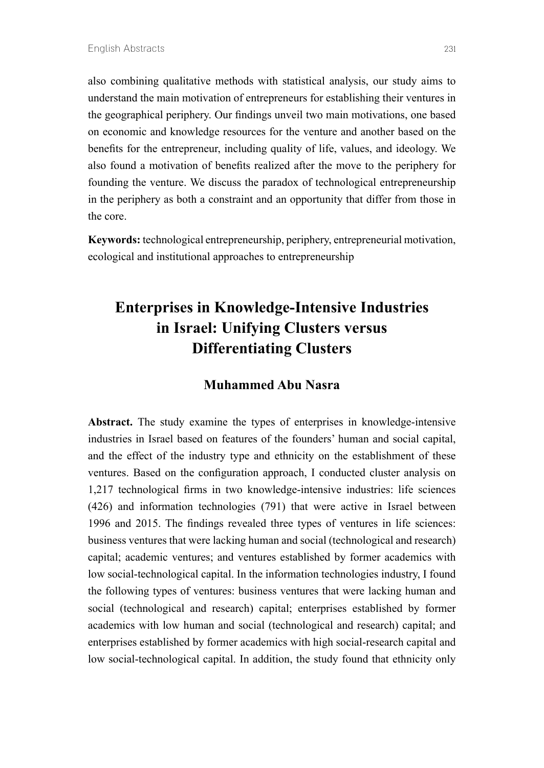also combining qualitative methods with statistical analysis, our study aims to understand the main motivation of entrepreneurs for establishing their ventures in the geographical periphery. Our findings unveil two main motivations, one based on economic and knowledge resources for the venture and another based on the benefits for the entrepreneur, including quality of life, values, and ideology. We also found a motivation of benefits realized after the move to the periphery for founding the venture. We discuss the paradox of technological entrepreneurship in the periphery as both a constraint and an opportunity that differ from those in the core.

**Keywords:** technological entrepreneurship, periphery, entrepreneurial motivation, ecological and institutional approaches to entrepreneurship

## Enterprises in Knowledge-Intensive Industries in Israel: Unifying Clusters versus Differentiating Clusters

### Muhammed Abu Nasra

**Abstract.** The study examine the types of enterprises in knowledge-intensive industries in Israel based on features of the founders' human and social capital, and the effect of the industry type and ethnicity on the establishment of these ventures. Based on the configuration approach, I conducted cluster analysis on 1,217 technological firms in two knowledge-intensive industries: life sciences (426) and information technologies (791) that were active in Israel between 1996 and 2015. The findings revealed three types of ventures in life sciences: business ventures that were lacking human and social (technological and research) capital; academic ventures; and ventures established by former academics with low social-technological capital. In the information technologies industry, I found the following types of ventures: business ventures that were lacking human and social (technological and research) capital; enterprises established by former academics with low human and social (technological and research) capital; and enterprises established by former academics with high social-research capital and low social-technological capital. In addition, the study found that ethnicity only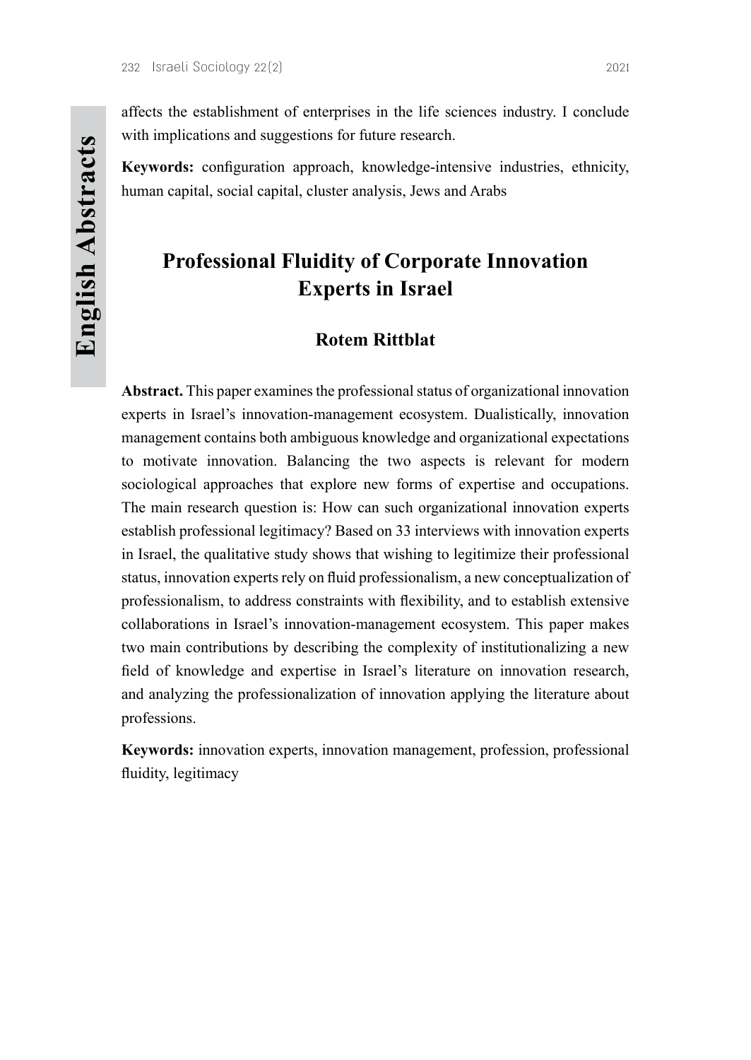affects the establishment of enterprises in the life sciences industry. I conclude with implications and suggestions for future research.

**Keywords:** configuration approach, knowledge-intensive industries, ethnicity, human capital, social capital, cluster analysis, Jews and Arabs

## Professional Fluidity of Corporate Innovation Experts in Israel

### Rotem Rittblat

**Abstract.** This paper examines the professional status of organizational innovation experts in Israel's innovation-management ecosystem. Dualistically, innovation management contains both ambiguous knowledge and organizational expectations to motivate innovation. Balancing the two aspects is relevant for modern sociological approaches that explore new forms of expertise and occupations. The main research question is: How can such organizational innovation experts establish professional legitimacy? Based on 33 interviews with innovation experts in Israel, the qualitative study shows that wishing to legitimize their professional status, innovation experts rely on fluid professionalism, a new conceptualization of professionalism, to address constraints with flexibility, and to establish extensive collaborations in Israel's innovation-management ecosystem. This paper makes two main contributions by describing the complexity of institutionalizing a new field of knowledge and expertise in Israel's literature on innovation research, and analyzing the professionalization of innovation applying the literature about professions.

**Keywords:** innovation experts, innovation management, profession, professional fluidity, legitimacy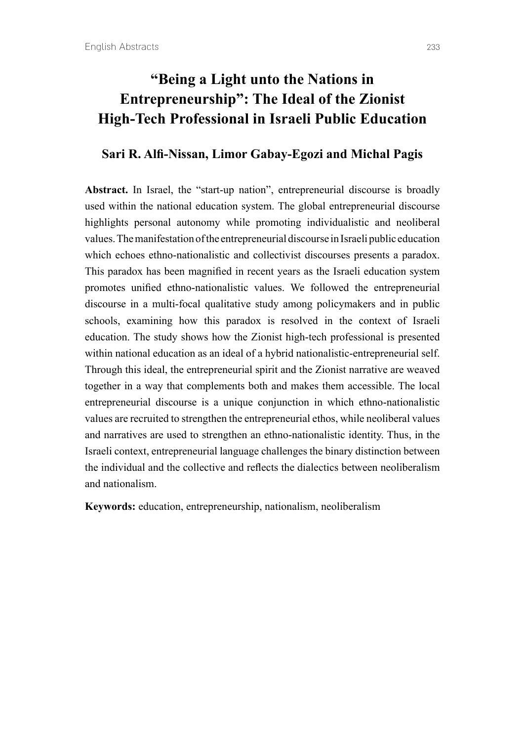# "Being a Light unto the Nations in Entrepreneurship": The Ideal of the Zionist High-Tech Professional in Israeli Public Education

**Sari R. Alfi-Nissan, Limor Gabay-Egozi and Michal Pagis**

**Abstract.** In Israel, the "start-up nation", entrepreneurial discourse is broadly used within the national education system. The global entrepreneurial discourse highlights personal autonomy while promoting individualistic and neoliberal values. The manifestation of the entrepreneurial discourse in Israeli public education which echoes ethno-nationalistic and collectivist discourses presents a paradox. This paradox has been magnified in recent years as the Israeli education system promotes unified ethno-nationalistic values. We followed the entrepreneurial discourse in a multi-focal qualitative study among policymakers and in public schools, examining how this paradox is resolved in the context of Israeli education. The study shows how the Zionist high-tech professional is presented within national education as an ideal of a hybrid nationalistic-entrepreneurial self. Through this ideal, the entrepreneurial spirit and the Zionist narrative are weaved together in a way that complements both and makes them accessible. The local entrepreneurial discourse is a unique conjunction in which ethno-nationalistic values are recruited to strengthen the entrepreneurial ethos, while neoliberal values and narratives are used to strengthen an ethno-nationalistic identity. Thus, in the Israeli context, entrepreneurial language challenges the binary distinction between the individual and the collective and reflects the dialectics between neoliberalism and nationalism.

**Keywords:** education, entrepreneurship, nationalism, neoliberalism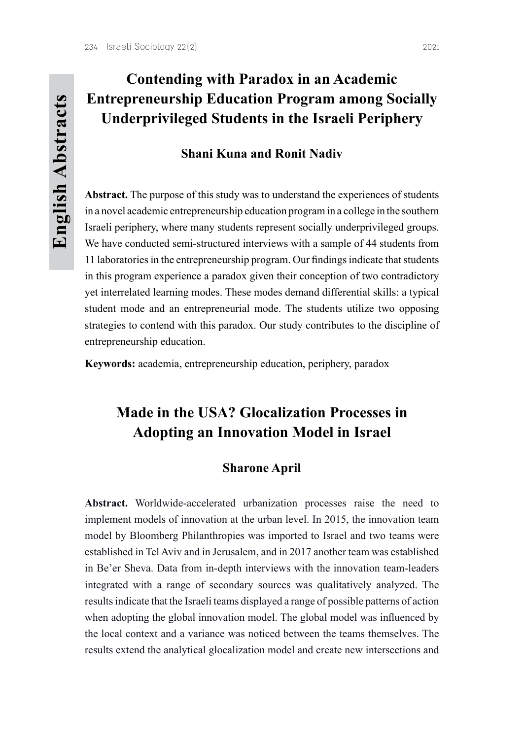## Contending with Paradox in an Academic Entrepreneurship Education Program among Socially Underprivileged Students in the Israeli Periphery

**Shani Kuna and Ronit Nadiv**

**Abstract.** The purpose of this study was to understand the experiences of students in a novel academic entrepreneurship education program in a college in the southern Israeli periphery, where many students represent socially underprivileged groups. We have conducted semi-structured interviews with a sample of 44 students from 11 laboratories in the entrepreneurship program. Our findings indicate that students in this program experience a paradox given their conception of two contradictory yet interrelated learning modes. These modes demand differential skills: a typical student mode and an entrepreneurial mode. The students utilize two opposing strategies to contend with this paradox. Our study contributes to the discipline of entrepreneurship education.

**Keywords:** academia, entrepreneurship education, periphery, paradox

## Made in the USA? Glocalization Processes in Adopting an Innovation Model in Israel

**Sharone April**

**Abstract.** Worldwide-accelerated urbanization processes raise the need to implement models of innovation at the urban level. In 2015, the innovation team model by Bloomberg Philanthropies was imported to Israel and two teams were established in Tel Aviv and in Jerusalem, and in 2017 another team was established in Be'er Sheva. Data from in-depth interviews with the innovation team-leaders integrated with a range of secondary sources was qualitatively analyzed. The results indicate that the Israeli teams displayed a range of possible patterns of action when adopting the global innovation model. The global model was influenced by the local context and a variance was noticed between the teams themselves. The results extend the analytical glocalization model and create new intersections and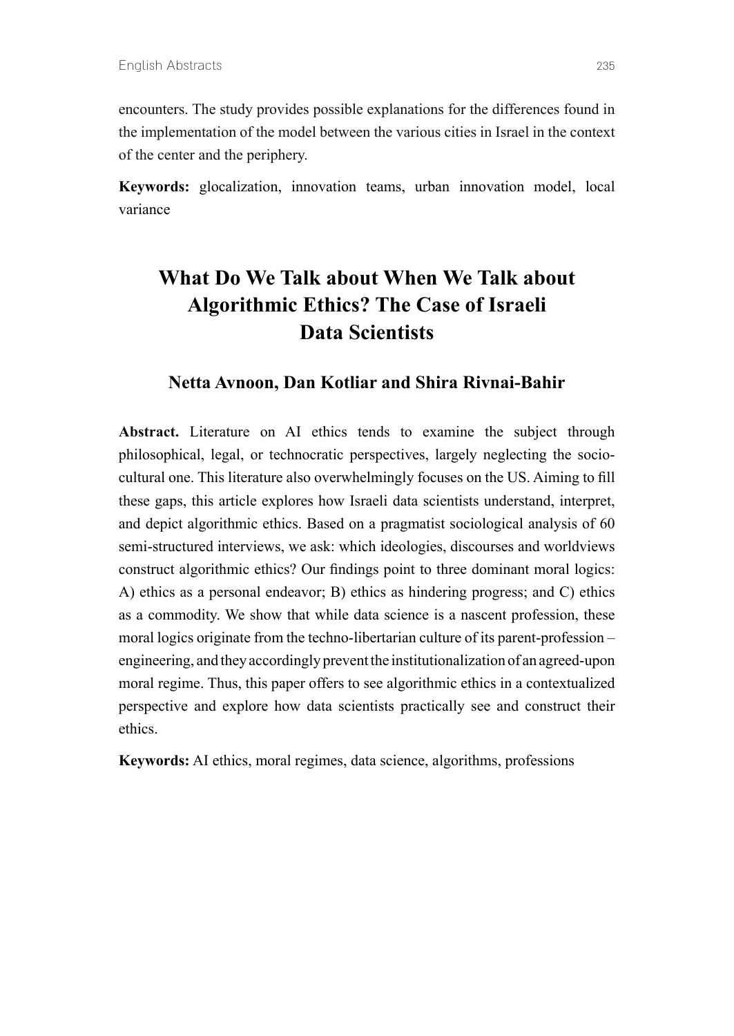encounters. The study provides possible explanations for the differences found in the implementation of the model between the various cities in Israel in the context of the center and the periphery.

**Keywords:** glocalization, innovation teams, urban innovation model, local variance

## What Do We Talk about When We Talk about Algorithmic Ethics? The Case of Israeli Data Scientists

### Netta Avnoon, Dan Kotliar and Shira Rivnai-Bahir

**Abstract.** Literature on AI ethics tends to examine the subject through philosophical, legal, or technocratic perspectives, largely neglecting the socio-cultural one. This literature also overwhelmingly focuses on the US. Aiming to fill these gaps, this article explores how Israeli data scientists understand, interpret, and depict algorithmic ethics. Based on a pragmatist sociological analysis of 60 semi-structured interviews, we ask: which ideologies, discourses and worldviews construct algorithmic ethics? Our findings point to three dominant moral logics: A) ethics as a personal endeavor; B) ethics as hindering progress; and C) ethics as a commodity. We show that while data science is a nascent profession, these moral logics originate from the techno-libertarian culture of its parent-profession – engineering, and they accordingly prevent the institutionalization of an agreed-upon moral regime. Thus, this paper offers to see algorithmic ethics in a contextualized perspective and explore how data scientists practically see and construct their ethics.

**Keywords:** AI ethics, moral regimes, data science, algorithms, professions